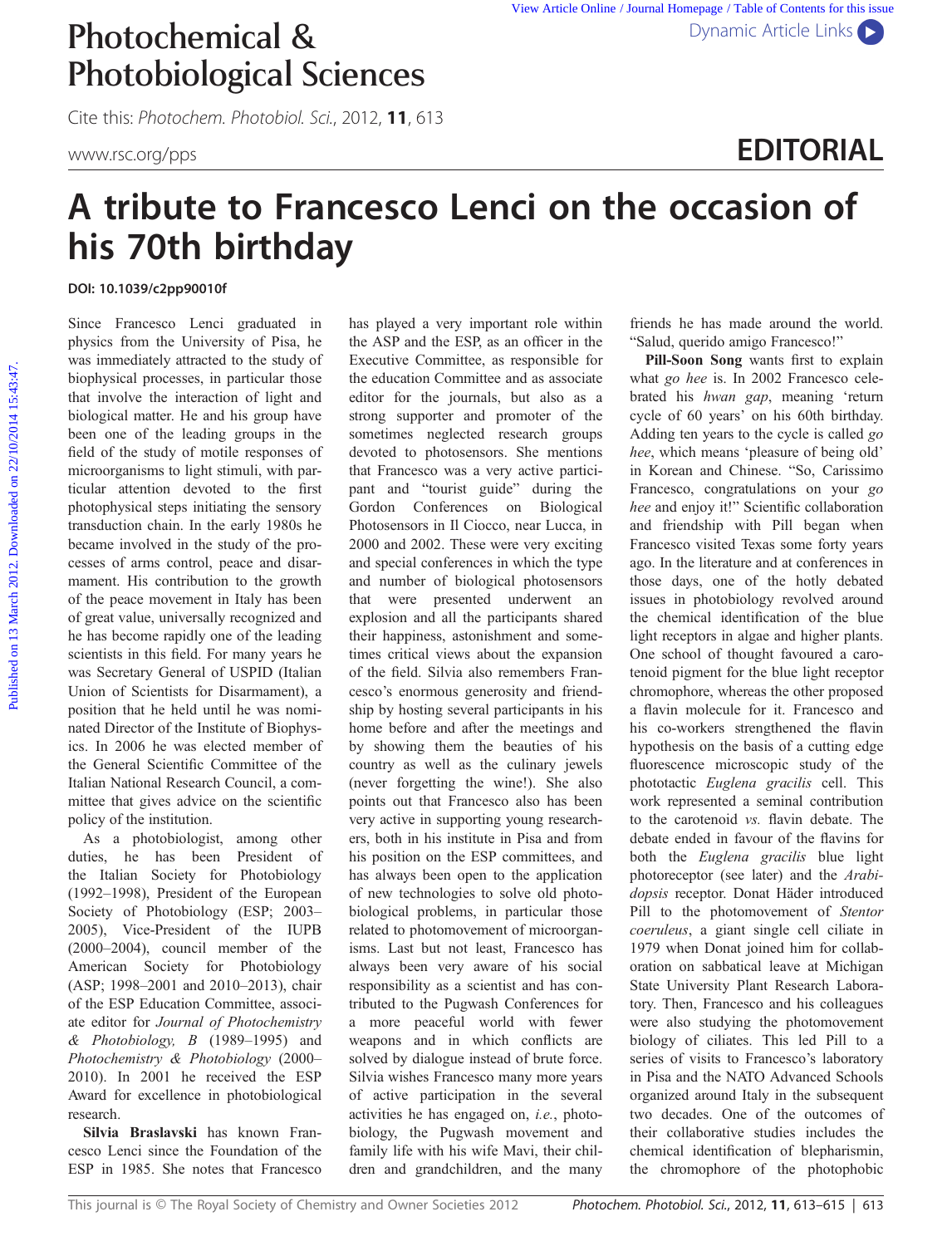# A tribute to Francesco Lenci on the occasion of his 70th birthday

**DOI: 10.1039/c2pp90010f**

Since Francesco Lenci graduated in physics from the University of Pisa, he was immediately attracted to the study of biophysical processes, in particular those that involve the interaction of light and biological matter. He and his group have been one of the leading groups in the field of the study of motile responses of microorganisms to light stimuli, with particular attention devoted to the first photophysical steps initiating the sensory transduction chain. In the early 1980s he became involved in the study of the processes of arms control, peace and disarmament. His contribution to the growth of the peace movement in Italy has been of great value, universally recognized and he has become rapidly one of the leading scientists in this field. For many years he was Secretary General of USPID (Italian Union of Scientists for Disarmament), a position that he held until he was nominated Director of the Institute of Biophysics. In 2006 he was elected member of the General Scientific Committee of the Italian National Research Council, a committee that gives advice on the scientific policy of the institution.

As a photobiologist, among other duties, he has been President of the Italian Society for Photobiology (1992–1998), President of the European Society of Photobiology (ESP; 2003–2005), Vice-President of the IUPB (2000–2004), council member of the American Society for Photobiology (ASP; 1998–2001 and 2010–2013), chair of the ESP Education Committee, associate editor for *Journal of Photochemistry & Photobiology, B* (1989–1995) and *Photochemistry & Photobiology* (2000–2010). In 2001 he received the ESP Award for excellence in photobiological research.

**Silvia Braslavski** has known Francesco Lenci since the Foundation of the ESP in 1985. She notes that Francesco has played a very important role within the ASP and the ESP, as an officer in the Executive Committee, as responsible for the education Committee and as associate editor for the journals, but also as a strong supporter and promoter of the sometimes neglected research groups devoted to photosensors. She mentions that Francesco was a very active participant and "tourist guide" during the Gordon Conferences on Biological Photosensors in Il Ciocco, near Lucca, in 2000 and 2002. These were very exciting and special conferences in which the type and number of biological photosensors that were presented underwent an explosion and all the participants shared their happiness, astonishment and sometimes critical views about the expansion of the field. Silvia also remembers Francesco's enormous generosity and friendship by hosting several participants in his home before and after the meetings and by showing them the beauties of his country as well as the culinary jewels (never forgetting the wine!). She also points out that Francesco also has been very active in supporting young researchers, both in his institute in Pisa and from his position on the ESP committees, and has always been open to the application of new technologies to solve old photobiological problems, in particular those related to photomovement of microorganisms. Last but not least, Francesco has always been very aware of his social responsibility as a scientist and has contributed to the Pugwash Conferences for a more peaceful world with fewer weapons and in which conflicts are solved by dialogue instead of brute force. Silvia wishes Francesco many more years of active participation in the several activities he has engaged on, *i.e.*, photobiology, the Pugwash movement and family life with his wife Mavi, their children and grandchildren, and the many friends he has made around the world. "Salud, querido amigo Francesco!"

**Pill-Soon Song** wants first to explain what *go hee* is. In 2002 Francesco celebrated his *hwan gap*, meaning 'return cycle of 60 years' on his 60th birthday. Adding ten years to the cycle is called *go hee*, which means 'pleasure of being old' in Korean and Chinese. "So, Carissimo Francesco, congratulations on your *go hee* and enjoy it!" Scientific collaboration and friendship with Pill began when Francesco visited Texas some forty years ago. In the literature and at conferences in those days, one of the hotly debated issues in photobiology revolved around the chemical identification of the blue light receptors in algae and higher plants. One school of thought favoured a carotenoid pigment for the blue light receptor chromophore, whereas the other proposed a flavin molecule for it. Francesco and his co-workers strengthened the flavin hypothesis on the basis of a cutting edge fluorescence microscopic study of the phototactic *Euglena gracilis* cell. This work represented a seminal contribution to the carotenoid *vs.* flavin debate. The debate ended in favour of the flavins for both the *Euglena gracilis* blue light photoreceptor (see later) and the *Arabidopsis* receptor. Donat Häder introduced Pill to the photomovement of *Stentor coeruleus*, a giant single cell ciliate in 1979 when Donat joined him for collaboration on sabbatical leave at Michigan State University Plant Research Laboratory. Then, Francesco and his colleagues were also studying the photomovement biology of ciliates. This led Pill to a series of visits to Francesco's laboratory in Pisa and the NATO Advanced Schools organized around Italy in the subsequent two decades. One of the outcomes of their collaborative studies includes the chemical identification of blepharismin, the chromophore of the photophobic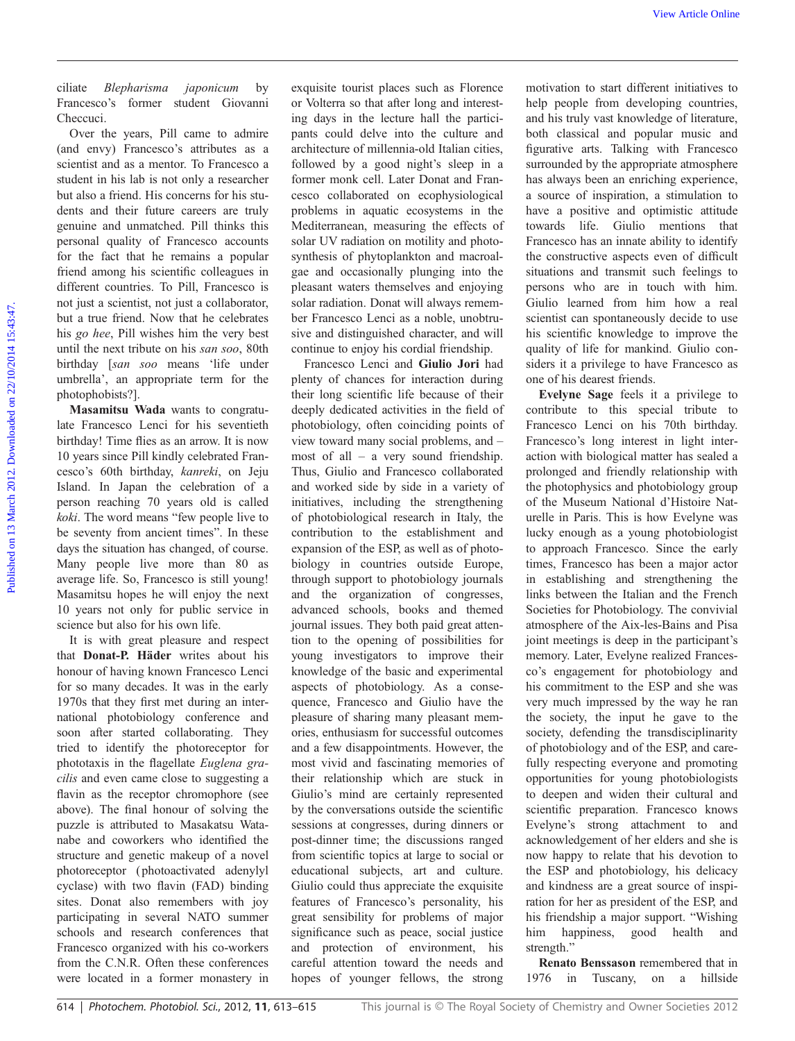ciliate *Blepharisma japonicum* by Francesco's former student Giovanni Checcuci.

Over the years, Pill came to admire (and envy) Francesco's attributes as a scientist and as a mentor. To Francesco a student in his lab is not only a researcher but also a friend. His concerns for his students and their future careers are truly genuine and unmatched. Pill thinks this personal quality of Francesco accounts for the fact that he remains a popular friend among his scientific colleagues in different countries. To Pill, Francesco is not just a scientist, not just a collaborator, but a true friend. Now that he celebrates his *go hee*, Pill wishes him the very best until the next tribute on his *san soo*, 80th birthday [*san soo* means 'life under umbrella', an appropriate term for the photophobists?].

**Masamitsu Wada** wants to congratulate Francesco Lenci for his seventieth birthday! Time flies as an arrow. It is now 10 years since Pill kindly celebrated Francesco's 60th birthday, *kanreki*, on Jeju Island. In Japan the celebration of a person reaching 70 years old is called *koki*. The word means "few people live to be seventy from ancient times". In these days the situation has changed, of course. Many people live more than 80 as average life. So, Francesco is still young! Masamitsu hopes he will enjoy the next 10 years not only for public service in science but also for his own life.

It is with great pleasure and respect that **Donat-P. Häder** writes about his honour of having known Francesco Lenci for so many decades. It was in the early 1970s that they first met during an international photobiology conference and soon after started collaborating. They tried to identify the photoreceptor for phototaxis in the flagellate *Euglena gracilis* and even came close to suggesting a flavin as the receptor chromophore (see above). The final honour of solving the puzzle is attributed to Masakatsu Watanabe and coworkers who identified the structure and genetic makeup of a novel photoreceptor (photoactivated adenylyl cyclase) with two flavin (FAD) binding sites. Donat also remembers with joy participating in several NATO summer schools and research conferences that Francesco organized with his co-workers from the C.N.R. Often these conferences were located in a former monastery in exquisite tourist places such as Florence or Volterra so that after long and interesting days in the lecture hall the participants could delve into the culture and architecture of millennia-old Italian cities, followed by a good night's sleep in a former monk cell. Later Donat and Francesco collaborated on ecophysiological problems in aquatic ecosystems in the Mediterranean, measuring the effects of solar UV radiation on motility and photosynthesis of phytoplankton and macroalgae and occasionally plunging into the pleasant waters themselves and enjoying solar radiation. Donat will always remember Francesco Lenci as a noble, unobtrusive and distinguished character, and will continue to enjoy his cordial friendship.

Francesco Lenci and **Giulio Jori** had plenty of chances for interaction during their long scientific life because of their deeply dedicated activities in the field of photobiology, often coinciding points of view toward many social problems, and – most of all – a very sound friendship. Thus, Giulio and Francesco collaborated and worked side by side in a variety of initiatives, including the strengthening of photobiological research in Italy, the contribution to the establishment and expansion of the ESP, as well as of photobiology in countries outside Europe, through support to photobiology journals and the organization of congresses, advanced schools, books and themed journal issues. They both paid great attention to the opening of possibilities for young investigators to improve their knowledge of the basic and experimental aspects of photobiology. As a consequence, Francesco and Giulio have the pleasure of sharing many pleasant memories, enthusiasm for successful outcomes and a few disappointments. However, the most vivid and fascinating memories of their relationship which are stuck in Giulio's mind are certainly represented by the conversations outside the scientific sessions at congresses, during dinners or post-dinner time; the discussions ranged from scientific topics at large to social or educational subjects, art and culture. Giulio could thus appreciate the exquisite features of Francesco's personality, his great sensibility for problems of major significance such as peace, social justice and protection of environment, his careful attention toward the needs and hopes of younger fellows, the strong motivation to start different initiatives to help people from developing countries, and his truly vast knowledge of literature, both classical and popular music and figurative arts. Talking with Francesco surrounded by the appropriate atmosphere has always been an enriching experience, a source of inspiration, a stimulation to have a positive and optimistic attitude towards life. Giulio mentions that Francesco has an innate ability to identify the constructive aspects even of difficult situations and transmit such feelings to persons who are in touch with him. Giulio learned from him how a real scientist can spontaneously decide to use his scientific knowledge to improve the quality of life for mankind. Giulio considers it a privilege to have Francesco as one of his dearest friends.

**Evelyne Sage** feels it a privilege to contribute to this special tribute to Francesco Lenci on his 70th birthday. Francesco's long interest in light interaction with biological matter has sealed a prolonged and friendly relationship with the photophysics and photobiology group of the Museum National d'Histoire Naturelle in Paris. This is how Evelyne was lucky enough as a young photobiologist to approach Francesco. Since the early times, Francesco has been a major actor in establishing and strengthening the links between the Italian and the French Societies for Photobiology. The convivial atmosphere of the Aix-les-Bains and Pisa joint meetings is deep in the participant's memory. Later, Evelyne realized Francesco's engagement for photobiology and his commitment to the ESP and she was very much impressed by the way he ran the society, the input he gave to the society, defending the transdisciplinarity of photobiology and of the ESP, and carefully respecting everyone and promoting opportunities for young photobiologists to deepen and widen their cultural and scientific preparation. Francesco knows Evelyne's strong attachment to and acknowledgement of her elders and she is now happy to relate that his devotion to the ESP and photobiology, his delicacy and kindness are a great source of inspiration for her as president of the ESP, and his friendship a major support. "Wishing him happiness, good health and strength."

**Renato Benssason** remembered that in 1976 in Tuscany, on a hillside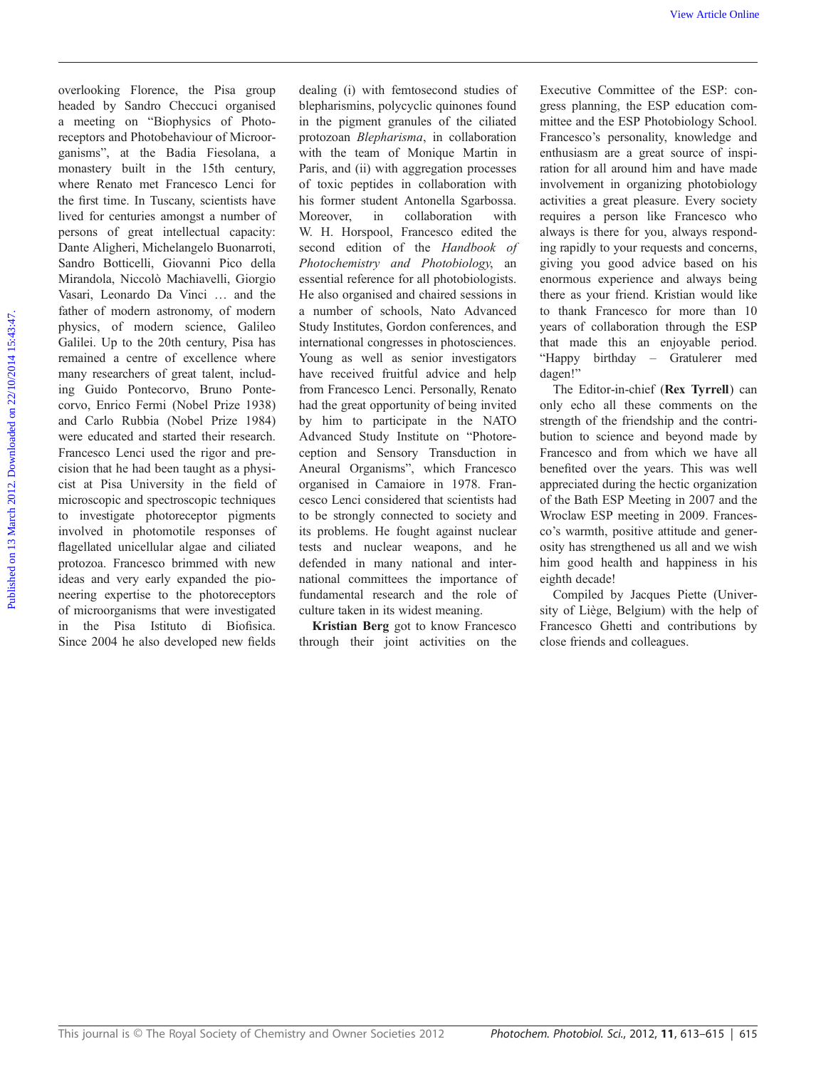overlooking Florence, the Pisa group headed by Sandro Checcuci organised a meeting on "Biophysics of Photoreceptors and Photobehaviour of Microorganisms", at the Badia Fiesolana, a monastery built in the 15th century, where Renato met Francesco Lenci for the first time. In Tuscany, scientists have lived for centuries amongst a number of persons of great intellectual capacity: Dante Aligheri, Michelangelo Buonarroti, Sandro Botticelli, Giovanni Pico della Mirandola, Niccolò Machiavelli, Giorgio Vasari, Leonardo Da Vinci … and the father of modern astronomy, of modern physics, of modern science, Galileo Galilei. Up to the 20th century, Pisa has remained a centre of excellence where many researchers of great talent, including Guido Pontecorvo, Bruno Pontecorvo, Enrico Fermi (Nobel Prize 1938) and Carlo Rubbia (Nobel Prize 1984) were educated and started their research. Francesco Lenci used the rigor and precision that he had been taught as a physicist at Pisa University in the field of microscopic and spectroscopic techniques to investigate photoreceptor pigments involved in photomotile responses of flagellated unicellular algae and ciliated protozoa. Francesco brimmed with new ideas and very early expanded the pioneering expertise to the photoreceptors of microorganisms that were investigated in the Pisa Istituto di Biofisica. Since 2004 he also developed new fields dealing (i) with femtosecond studies of blepharismins, polycyclic quinones found in the pigment granules of the ciliated protozoan *Blepharisma*, in collaboration with the team of Monique Martin in Paris, and (ii) with aggregation processes of toxic peptides in collaboration with his former student Antonella Sgarbossa. Moreover, in collaboration with W. H. Horspool, Francesco edited the second edition of the *Handbook of Photochemistry and Photobiology*, an essential reference for all photobiologists. He also organised and chaired sessions in a number of schools, Nato Advanced Study Institutes, Gordon conferences, and international congresses in photosciences. Young as well as senior investigators have received fruitful advice and help from Francesco Lenci. Personally, Renato had the great opportunity of being invited by him to participate in the NATO Advanced Study Institute on "Photoreception and Sensory Transduction in Aneural Organisms", which Francesco organised in Camaiore in 1978. Francesco Lenci considered that scientists had to be strongly connected to society and its problems. He fought against nuclear tests and nuclear weapons, and he defended in many national and international committees the importance of fundamental research and the role of culture taken in its widest meaning.

**Kristian Berg** got to know Francesco through their joint activities on the Executive Committee of the ESP: congress planning, the ESP education committee and the ESP Photobiology School. Francesco's personality, knowledge and enthusiasm are a great source of inspiration for all around him and have made involvement in organizing photobiology activities a great pleasure. Every society requires a person like Francesco who always is there for you, always responding rapidly to your requests and concerns, giving you good advice based on his enormous experience and always being there as your friend. Kristian would like to thank Francesco for more than 10 years of collaboration through the ESP that made this an enjoyable period. "Happy birthday – Gratulerer med dagen!"

The Editor-in-chief (**Rex Tyrrell**) can only echo all these comments on the strength of the friendship and the contribution to science and beyond made by Francesco and from which we have all benefited over the years. This was well appreciated during the hectic organization of the Bath ESP Meeting in 2007 and the Wroclaw ESP meeting in 2009. Francesco's warmth, positive attitude and generosity has strengthened us all and we wish him good health and happiness in his eighth decade!

Compiled by Jacques Piette (University of Liège, Belgium) with the help of Francesco Ghetti and contributions by close friends and colleagues.